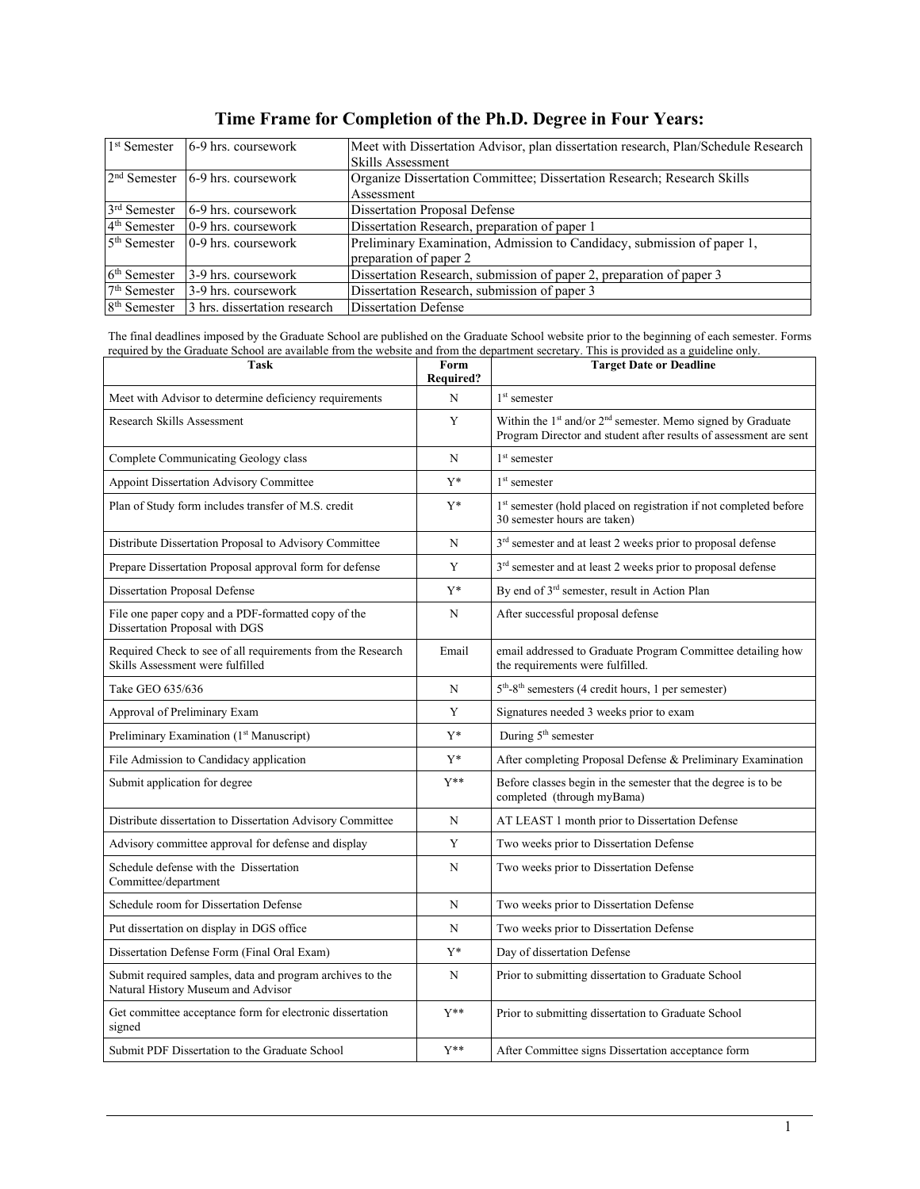# Time Frame for Completion of the Ph.D. Degree in Four Years:

| | | |
|---|---|---|
| 1st Semester | 6-9 hrs. coursework | Meet with Dissertation Advisor, plan dissertation research, Plan/Schedule Research Skills Assessment |
| 2nd Semester | 6-9 hrs. coursework | Organize Dissertation Committee; Dissertation Research; Research Skills Assessment |
| 3rd Semester | 6-9 hrs. coursework | Dissertation Proposal Defense |
| 4th Semester | 0-9 hrs. coursework | Dissertation Research, preparation of paper 1 |
| 5th Semester | 0-9 hrs. coursework | Preliminary Examination, Admission to Candidacy, submission of paper 1, preparation of paper 2 |
| 6th Semester | 3-9 hrs. coursework | Dissertation Research, submission of paper 2, preparation of paper 3 |
| 7th Semester | 3-9 hrs. coursework | Dissertation Research, submission of paper 3 |
| 8th Semester | 3 hrs. dissertation research | Dissertation Defense |

The final deadlines imposed by the Graduate School are published on the Graduate School website prior to the beginning of each semester. Forms required by the Graduate School are available from the website and from the department secretary. This is provided as a guideline only.

| Task | Form Required? | Target Date or Deadline |
|---|---|---|
| Meet with Advisor to determine deficiency requirements | N | 1st semester |
| Research Skills Assessment | Y | Within the 1st and/or 2nd semester. Memo signed by Graduate Program Director and student after results of assessment are sent |
| Complete Communicating Geology class | N | 1st semester |
| Appoint Dissertation Advisory Committee | Y* | 1st semester |
| Plan of Study form includes transfer of M.S. credit | Y* | 1st semester (hold placed on registration if not completed before 30 semester hours are taken) |
| Distribute Dissertation Proposal to Advisory Committee | N | 3rd semester and at least 2 weeks prior to proposal defense |
| Prepare Dissertation Proposal approval form for defense | Y | 3rd semester and at least 2 weeks prior to proposal defense |
| Dissertation Proposal Defense | Y* | By end of 3rd semester, result in Action Plan |
| File one paper copy and a PDF-formatted copy of the Dissertation Proposal with DGS | N | After successful proposal defense |
| Required Check to see of all requirements from the Research Skills Assessment were fulfilled | Email | email addressed to Graduate Program Committee detailing how the requirements were fulfilled. |
| Take GEO 635/636 | N | 5th-8th semesters (4 credit hours, 1 per semester) |
| Approval of Preliminary Exam | Y | Signatures needed 3 weeks prior to exam |
| Preliminary Examination (1st Manuscript) | Y* | During 5th semester |
| File Admission to Candidacy application | Y* | After completing Proposal Defense & Preliminary Examination |
| Submit application for degree | Y** | Before classes begin in the semester that the degree is to be completed (through myBama) |
| Distribute dissertation to Dissertation Advisory Committee | N | AT LEAST 1 month prior to Dissertation Defense |
| Advisory committee approval for defense and display | Y | Two weeks prior to Dissertation Defense |
| Schedule defense with the Dissertation Committee/department | N | Two weeks prior to Dissertation Defense |
| Schedule room for Dissertation Defense | N | Two weeks prior to Dissertation Defense |
| Put dissertation on display in DGS office | N | Two weeks prior to Dissertation Defense |
| Dissertation Defense Form (Final Oral Exam) | Y* | Day of dissertation Defense |
| Submit required samples, data and program archives to the Natural History Museum and Advisor | N | Prior to submitting dissertation to Graduate School |
| Get committee acceptance form for electronic dissertation signed | Y** | Prior to submitting dissertation to Graduate School |
| Submit PDF Dissertation to the Graduate School | Y** | After Committee signs Dissertation acceptance form |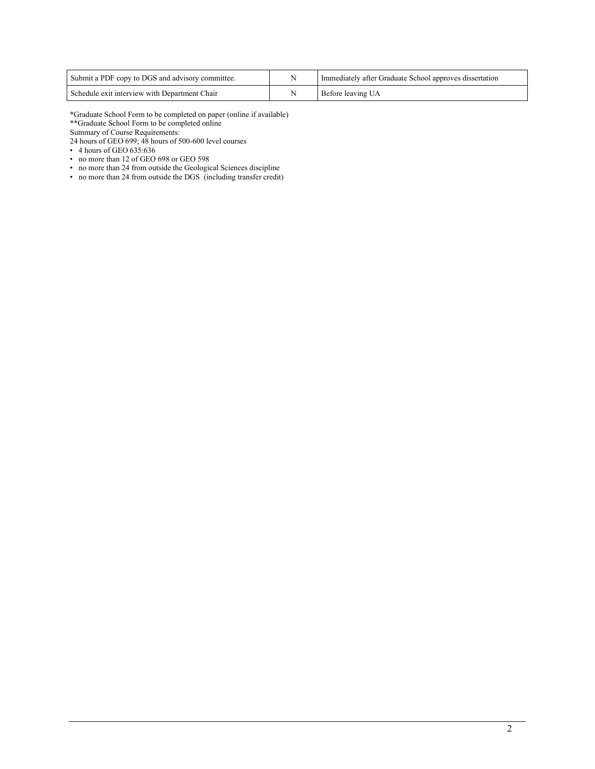| | | |
|---|---|---|
| Submit a PDF copy to DGS and advisory committee. | N | Immediately after Graduate School approves dissertation |
| Schedule exit interview with Department Chair | N | Before leaving UA |

*Graduate School Form to be completed on paper (online if available)
**Graduate School Form to be completed online
Summary of Course Requirements:
24 hours of GEO 699; 48 hours of 500-600 level courses

- 4 hours of GEO 635:636
- no more than 12 of GEO 698 or GEO 598
- no more than 24 from outside the Geological Sciences discipline
- no more than 24 from outside the DGS (including transfer credit)